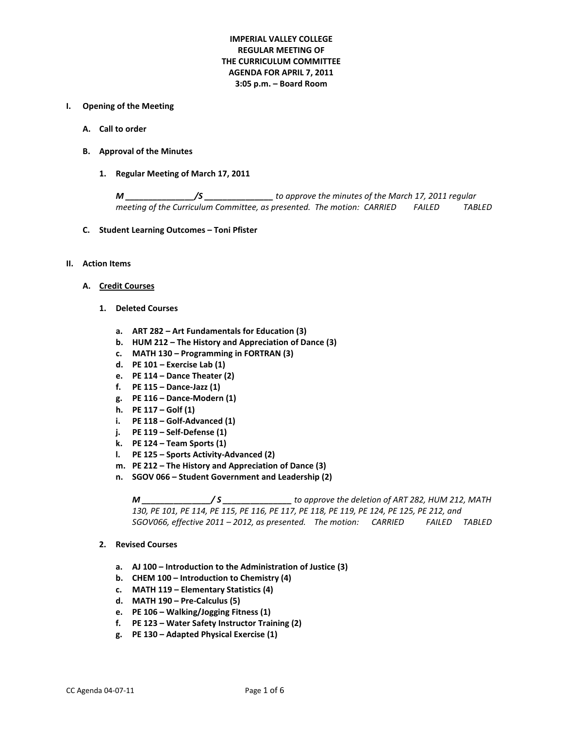# IMPERIAL VALLEY COLLEGE
# REGULAR MEETING OF
# THE CURRICULUM COMMITTEE
# AGENDA FOR APRIL 7, 2011
# 3:05 p.m. – Board Room

## I. Opening of the Meeting

### A. Call to order

### B. Approval of the Minutes

#### 1. Regular Meeting of March 17, 2011

***M _______________/S _______________*** *to approve the minutes of the March 17, 2011 regular meeting of the Curriculum Committee, as presented. The motion: CARRIED FAILED TABLED*

### C. Student Learning Outcomes – Toni Pfister

## II. Action Items

### A. Credit Courses

#### 1. Deleted Courses

- **a. ART 282 – Art Fundamentals for Education (3)**
- **b. HUM 212 – The History and Appreciation of Dance (3)**
- **c. MATH 130 – Programming in FORTRAN (3)**
- **d. PE 101 – Exercise Lab (1)**
- **e. PE 114 – Dance Theater (2)**
- **f. PE 115 – Dance-Jazz (1)**
- **g. PE 116 – Dance-Modern (1)**
- **h. PE 117 – Golf (1)**
- **i. PE 118 – Golf-Advanced (1)**
- **j. PE 119 – Self-Defense (1)**
- **k. PE 124 – Team Sports (1)**
- **l. PE 125 – Sports Activity-Advanced (2)**
- **m. PE 212 – The History and Appreciation of Dance (3)**
- **n. SGOV 066 – Student Government and Leadership (2)**

***M _______________/ S _______________*** *to approve the deletion of ART 282, HUM 212, MATH 130, PE 101, PE 114, PE 115, PE 116, PE 117, PE 118, PE 119, PE 124, PE 125, PE 212, and SGOV066, effective 2011 – 2012, as presented. The motion: CARRIED FAILED TABLED*

#### 2. Revised Courses

- **a. AJ 100 – Introduction to the Administration of Justice (3)**
- **b. CHEM 100 – Introduction to Chemistry (4)**
- **c. MATH 119 – Elementary Statistics (4)**
- **d. MATH 190 – Pre-Calculus (5)**
- **e. PE 106 – Walking/Jogging Fitness (1)**
- **f. PE 123 – Water Safety Instructor Training (2)**
- **g. PE 130 – Adapted Physical Exercise (1)**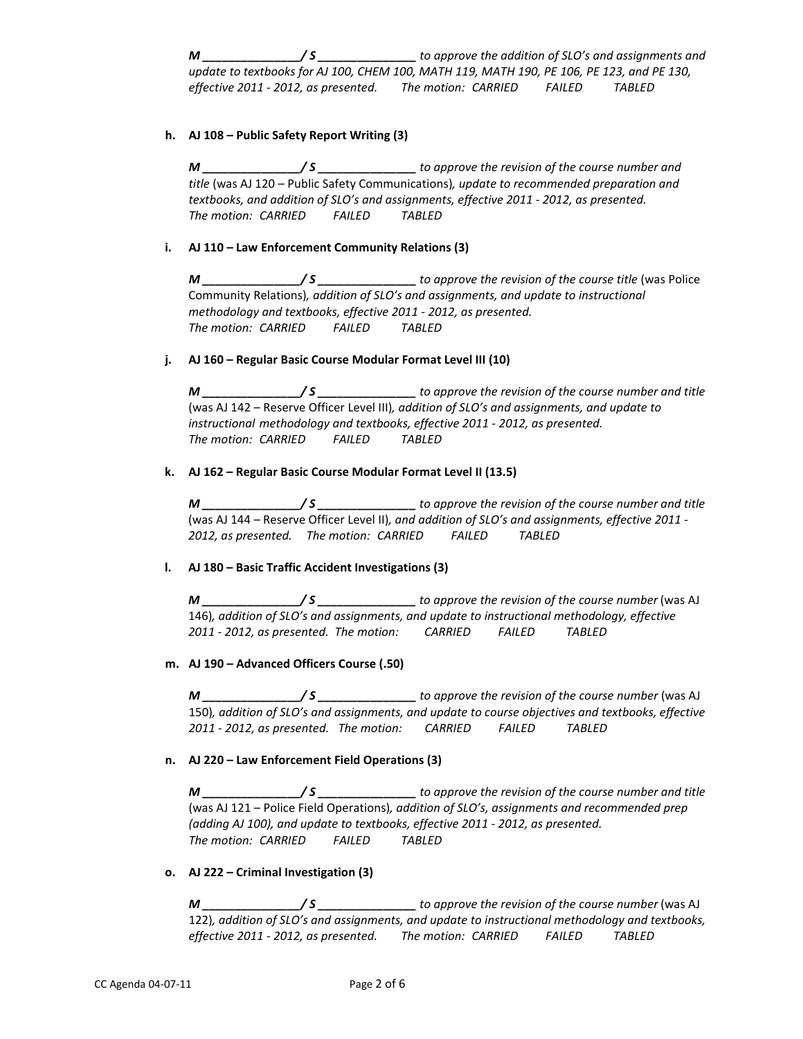***M \_\_\_\_\_\_\_\_\_\_\_\_\_\_\_/ S \_\_\_\_\_\_\_\_\_\_\_\_\_\_\_*** *to approve the addition of SLO's and assignments and update to textbooks for AJ 100, CHEM 100, MATH 119, MATH 190, PE 106, PE 123, and PE 130, effective 2011 - 2012, as presented.* *The motion: CARRIED FAILED TABLED*

**h. AJ 108 – Public Safety Report Writing (3)**

***M \_\_\_\_\_\_\_\_\_\_\_\_\_\_\_/ S \_\_\_\_\_\_\_\_\_\_\_\_\_\_\_*** *to approve the revision of the course number and title* (was AJ 120 – Public Safety Communications)*, update to recommended preparation and textbooks, and addition of SLO's and assignments, effective 2011 - 2012, as presented.* *The motion: CARRIED FAILED TABLED*

**i. AJ 110 – Law Enforcement Community Relations (3)**

***M \_\_\_\_\_\_\_\_\_\_\_\_\_\_\_/ S \_\_\_\_\_\_\_\_\_\_\_\_\_\_\_*** *to approve the revision of the course title* (was Police Community Relations)*, addition of SLO's and assignments, and update to instructional methodology and textbooks, effective 2011 - 2012, as presented.* *The motion: CARRIED FAILED TABLED*

**j. AJ 160 – Regular Basic Course Modular Format Level III (10)**

***M \_\_\_\_\_\_\_\_\_\_\_\_\_\_\_/ S \_\_\_\_\_\_\_\_\_\_\_\_\_\_\_*** *to approve the revision of the course number and title* (was AJ 142 – Reserve Officer Level III)*, addition of SLO's and assignments, and update to instructional methodology and textbooks, effective 2011 - 2012, as presented.* *The motion: CARRIED FAILED TABLED*

**k. AJ 162 – Regular Basic Course Modular Format Level II (13.5)**

***M \_\_\_\_\_\_\_\_\_\_\_\_\_\_\_/ S \_\_\_\_\_\_\_\_\_\_\_\_\_\_\_*** *to approve the revision of the course number and title* (was AJ 144 – Reserve Officer Level II)*, and addition of SLO's and assignments, effective 2011 - 2012, as presented.* *The motion: CARRIED FAILED TABLED*

**l. AJ 180 – Basic Traffic Accident Investigations (3)**

***M \_\_\_\_\_\_\_\_\_\_\_\_\_\_\_/ S \_\_\_\_\_\_\_\_\_\_\_\_\_\_\_*** *to approve the revision of the course number* (was AJ 146)*, addition of SLO's and assignments, and update to instructional methodology, effective 2011 - 2012, as presented.* *The motion: CARRIED FAILED TABLED*

**m. AJ 190 – Advanced Officers Course (.50)**

***M \_\_\_\_\_\_\_\_\_\_\_\_\_\_\_/ S \_\_\_\_\_\_\_\_\_\_\_\_\_\_\_*** *to approve the revision of the course number* (was AJ 150)*, addition of SLO's and assignments, and update to course objectives and textbooks, effective 2011 - 2012, as presented.* *The motion: CARRIED FAILED TABLED*

**n. AJ 220 – Law Enforcement Field Operations (3)**

***M \_\_\_\_\_\_\_\_\_\_\_\_\_\_\_/ S \_\_\_\_\_\_\_\_\_\_\_\_\_\_\_*** *to approve the revision of the course number and title* (was AJ 121 – Police Field Operations)*, addition of SLO's, assignments and recommended prep (adding AJ 100), and update to textbooks, effective 2011 - 2012, as presented.* *The motion: CARRIED FAILED TABLED*

**o. AJ 222 – Criminal Investigation (3)**

***M \_\_\_\_\_\_\_\_\_\_\_\_\_\_\_/ S \_\_\_\_\_\_\_\_\_\_\_\_\_\_\_*** *to approve the revision of the course number* (was AJ 122)*, addition of SLO's and assignments, and update to instructional methodology and textbooks, effective 2011 - 2012, as presented.* *The motion: CARRIED FAILED TABLED*

CC Agenda 04-07-11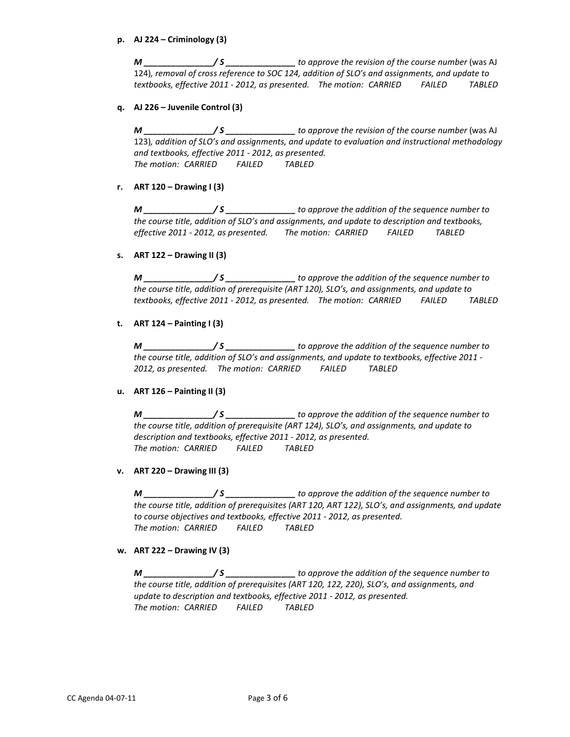**p. AJ 224 – Criminology (3)**

***M \_\_\_\_\_\_\_\_\_\_\_\_\_\_\_/ S \_\_\_\_\_\_\_\_\_\_\_\_\_\_\_*** *to approve the revision of the course number* (was AJ 124)*, removal of cross reference to SOC 124, addition of SLO's and assignments, and update to textbooks, effective 2011 - 2012, as presented. The motion: CARRIED FAILED TABLED*

**q. AJ 226 – Juvenile Control (3)**

***M \_\_\_\_\_\_\_\_\_\_\_\_\_\_\_/ S \_\_\_\_\_\_\_\_\_\_\_\_\_\_\_*** *to approve the revision of the course number* (was AJ 123)*, addition of SLO's and assignments, and update to evaluation and instructional methodology and textbooks, effective 2011 - 2012, as presented.*
*The motion: CARRIED FAILED TABLED*

**r. ART 120 – Drawing I (3)**

***M \_\_\_\_\_\_\_\_\_\_\_\_\_\_\_/ S \_\_\_\_\_\_\_\_\_\_\_\_\_\_\_*** *to approve the addition of the sequence number to the course title, addition of SLO's and assignments, and update to description and textbooks, effective 2011 - 2012, as presented. The motion: CARRIED FAILED TABLED*

**s. ART 122 – Drawing II (3)**

***M \_\_\_\_\_\_\_\_\_\_\_\_\_\_\_/ S \_\_\_\_\_\_\_\_\_\_\_\_\_\_\_*** *to approve the addition of the sequence number to the course title, addition of prerequisite (ART 120), SLO's, and assignments, and update to textbooks, effective 2011 - 2012, as presented. The motion: CARRIED FAILED TABLED*

**t. ART 124 – Painting I (3)**

***M \_\_\_\_\_\_\_\_\_\_\_\_\_\_\_/ S \_\_\_\_\_\_\_\_\_\_\_\_\_\_\_*** *to approve the addition of the sequence number to the course title, addition of SLO's and assignments, and update to textbooks, effective 2011 - 2012, as presented. The motion: CARRIED FAILED TABLED*

**u. ART 126 – Painting II (3)**

***M \_\_\_\_\_\_\_\_\_\_\_\_\_\_\_/ S \_\_\_\_\_\_\_\_\_\_\_\_\_\_\_*** *to approve the addition of the sequence number to the course title, addition of prerequisite (ART 124), SLO's, and assignments, and update to description and textbooks, effective 2011 - 2012, as presented.*
*The motion: CARRIED FAILED TABLED*

**v. ART 220 – Drawing III (3)**

***M \_\_\_\_\_\_\_\_\_\_\_\_\_\_\_/ S \_\_\_\_\_\_\_\_\_\_\_\_\_\_\_*** *to approve the addition of the sequence number to the course title, addition of prerequisites (ART 120, ART 122), SLO's, and assignments, and update to course objectives and textbooks, effective 2011 - 2012, as presented.*
*The motion: CARRIED FAILED TABLED*

**w. ART 222 – Drawing IV (3)**

***M \_\_\_\_\_\_\_\_\_\_\_\_\_\_\_/ S \_\_\_\_\_\_\_\_\_\_\_\_\_\_\_*** *to approve the addition of the sequence number to the course title, addition of prerequisites (ART 120, 122, 220), SLO's, and assignments, and update to description and textbooks, effective 2011 - 2012, as presented.*
*The motion: CARRIED FAILED TABLED*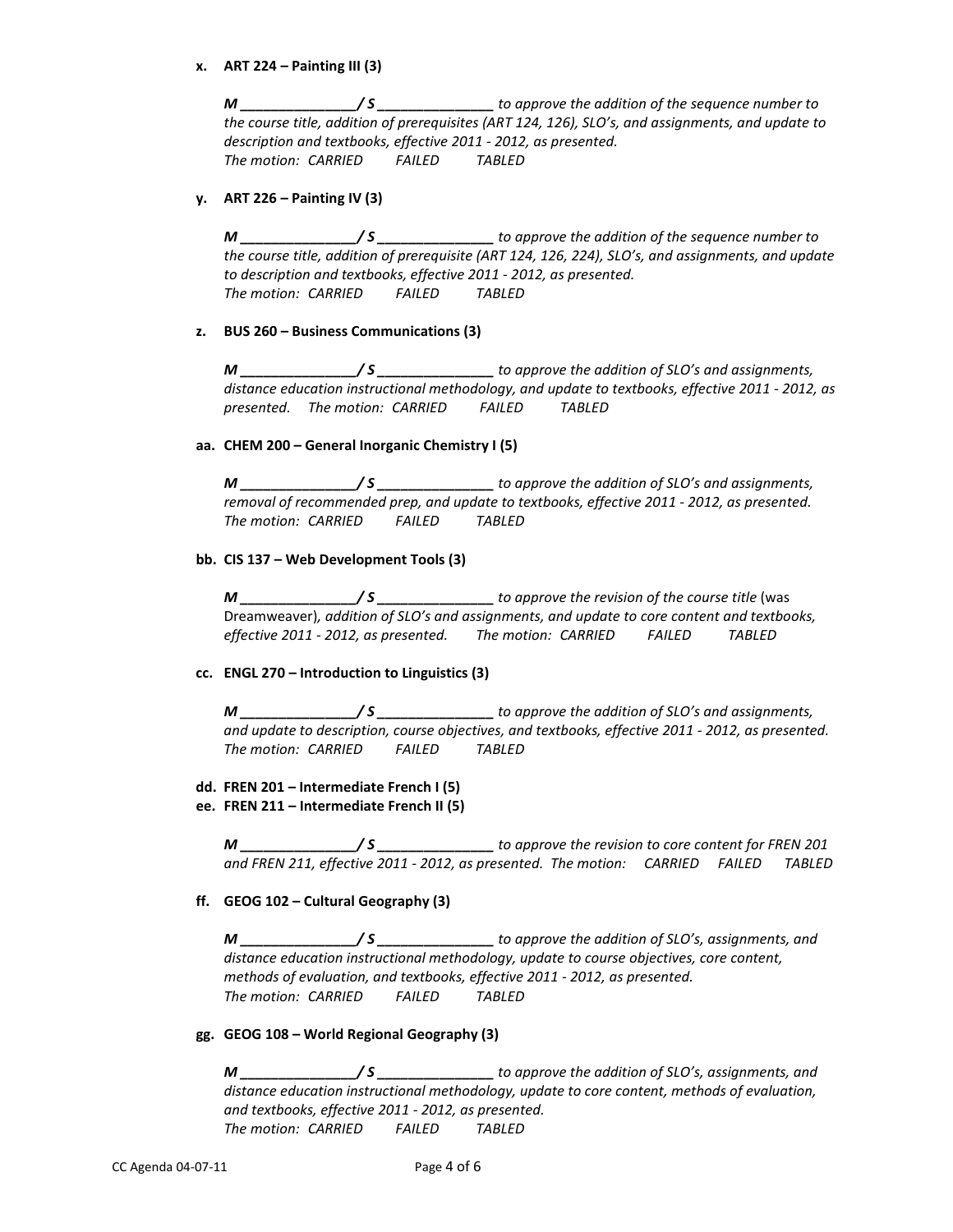**x. ART 224 – Painting III (3)**

***M \_\_\_\_\_\_\_\_\_\_\_\_\_\_\_/ S \_\_\_\_\_\_\_\_\_\_\_\_\_\_\_*** *to approve the addition of the sequence number to the course title, addition of prerequisites (ART 124, 126), SLO's, and assignments, and update to description and textbooks, effective 2011 - 2012, as presented.*
*The motion: CARRIED FAILED TABLED*

**y. ART 226 – Painting IV (3)**

***M \_\_\_\_\_\_\_\_\_\_\_\_\_\_\_/ S \_\_\_\_\_\_\_\_\_\_\_\_\_\_\_*** *to approve the addition of the sequence number to the course title, addition of prerequisite (ART 124, 126, 224), SLO's, and assignments, and update to description and textbooks, effective 2011 - 2012, as presented.*
*The motion: CARRIED FAILED TABLED*

**z. BUS 260 – Business Communications (3)**

***M \_\_\_\_\_\_\_\_\_\_\_\_\_\_\_/ S \_\_\_\_\_\_\_\_\_\_\_\_\_\_\_*** *to approve the addition of SLO's and assignments, distance education instructional methodology, and update to textbooks, effective 2011 - 2012, as presented. The motion: CARRIED FAILED TABLED*

**aa. CHEM 200 – General Inorganic Chemistry I (5)**

***M \_\_\_\_\_\_\_\_\_\_\_\_\_\_\_/ S \_\_\_\_\_\_\_\_\_\_\_\_\_\_\_*** *to approve the addition of SLO's and assignments, removal of recommended prep, and update to textbooks, effective 2011 - 2012, as presented.*
*The motion: CARRIED FAILED TABLED*

**bb. CIS 137 – Web Development Tools (3)**

***M \_\_\_\_\_\_\_\_\_\_\_\_\_\_\_/ S \_\_\_\_\_\_\_\_\_\_\_\_\_\_\_*** *to approve the revision of the course title* (was Dreamweaver)*, addition of SLO's and assignments, and update to core content and textbooks, effective 2011 - 2012, as presented. The motion: CARRIED FAILED TABLED*

**cc. ENGL 270 – Introduction to Linguistics (3)**

***M \_\_\_\_\_\_\_\_\_\_\_\_\_\_\_/ S \_\_\_\_\_\_\_\_\_\_\_\_\_\_\_*** *to approve the addition of SLO's and assignments, and update to description, course objectives, and textbooks, effective 2011 - 2012, as presented.*
*The motion: CARRIED FAILED TABLED*

**dd. FREN 201 – Intermediate French I (5)**
**ee. FREN 211 – Intermediate French II (5)**

***M \_\_\_\_\_\_\_\_\_\_\_\_\_\_\_/ S \_\_\_\_\_\_\_\_\_\_\_\_\_\_\_*** *to approve the revision to core content for FREN 201 and FREN 211, effective 2011 - 2012, as presented. The motion: CARRIED FAILED TABLED*

**ff. GEOG 102 – Cultural Geography (3)**

***M \_\_\_\_\_\_\_\_\_\_\_\_\_\_\_/ S \_\_\_\_\_\_\_\_\_\_\_\_\_\_\_*** *to approve the addition of SLO's, assignments, and distance education instructional methodology, update to course objectives, core content, methods of evaluation, and textbooks, effective 2011 - 2012, as presented.*
*The motion: CARRIED FAILED TABLED*

**gg. GEOG 108 – World Regional Geography (3)**

***M \_\_\_\_\_\_\_\_\_\_\_\_\_\_\_/ S \_\_\_\_\_\_\_\_\_\_\_\_\_\_\_*** *to approve the addition of SLO's, assignments, and distance education instructional methodology, update to core content, methods of evaluation, and textbooks, effective 2011 - 2012, as presented.*
*The motion: CARRIED FAILED TABLED*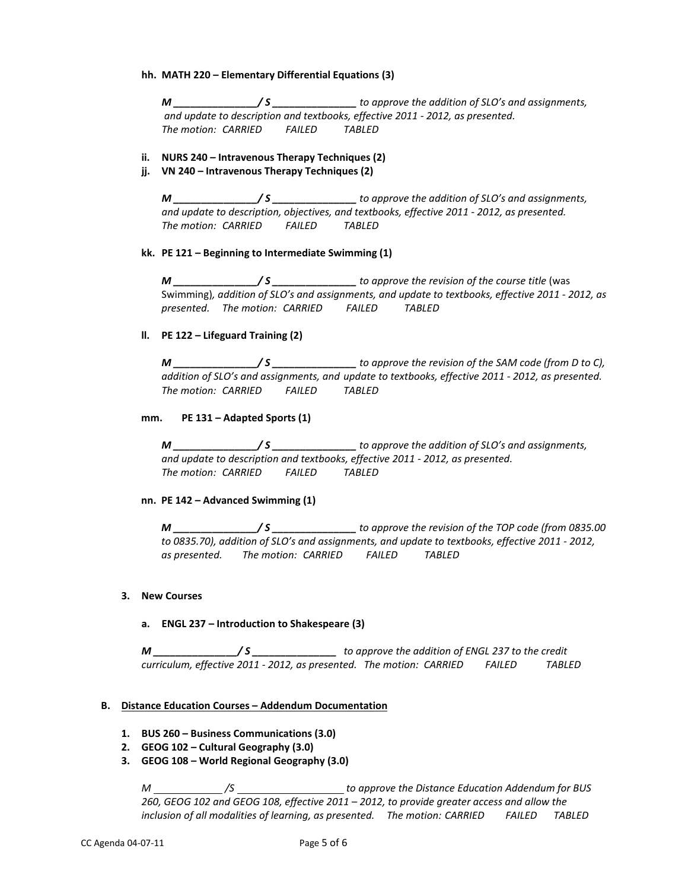**hh. MATH 220 – Elementary Differential Equations (3)**

***M _______________/ S _______________*** *to approve the addition of SLO's and assignments, and update to description and textbooks, effective 2011 - 2012, as presented.*
*The motion: CARRIED FAILED TABLED*

**ii. NURS 240 – Intravenous Therapy Techniques (2)**
**jj. VN 240 – Intravenous Therapy Techniques (2)**

***M _______________/ S _______________*** *to approve the addition of SLO's and assignments, and update to description, objectives, and textbooks, effective 2011 - 2012, as presented.*
*The motion: CARRIED FAILED TABLED*

**kk. PE 121 – Beginning to Intermediate Swimming (1)**

***M _______________/ S _______________*** *to approve the revision of the course title* (was Swimming)*, addition of SLO's and assignments, and update to textbooks, effective 2011 - 2012, as presented. The motion: CARRIED FAILED TABLED*

**ll. PE 122 – Lifeguard Training (2)**

***M _______________/ S _______________*** *to approve the revision of the SAM code (from D to C), addition of SLO's and assignments, and update to textbooks, effective 2011 - 2012, as presented.*
*The motion: CARRIED FAILED TABLED*

**mm. PE 131 – Adapted Sports (1)**

***M _______________/ S _______________*** *to approve the addition of SLO's and assignments, and update to description and textbooks, effective 2011 - 2012, as presented.*
*The motion: CARRIED FAILED TABLED*

**nn. PE 142 – Advanced Swimming (1)**

***M _______________/ S _______________*** *to approve the revision of the TOP code (from 0835.00 to 0835.70), addition of SLO's and assignments, and update to textbooks, effective 2011 - 2012, as presented. The motion: CARRIED FAILED TABLED*

**3. New Courses**

**a. ENGL 237 – Introduction to Shakespeare (3)**

***M _______________/ S _______________*** *to approve the addition of ENGL 237 to the credit curriculum, effective 2011 - 2012, as presented. The motion: CARRIED FAILED TABLED*

**B. <u>Distance Education Courses – Addendum Documentation</u>**

1. **BUS 260 – Business Communications (3.0)**
2. **GEOG 102 – Cultural Geography (3.0)**
3. **GEOG 108 – World Regional Geography (3.0)**

*M ____________ /S ___________________ to approve the Distance Education Addendum for BUS 260, GEOG 102 and GEOG 108, effective 2011 – 2012, to provide greater access and allow the inclusion of all modalities of learning, as presented. The motion: CARRIED FAILED TABLED*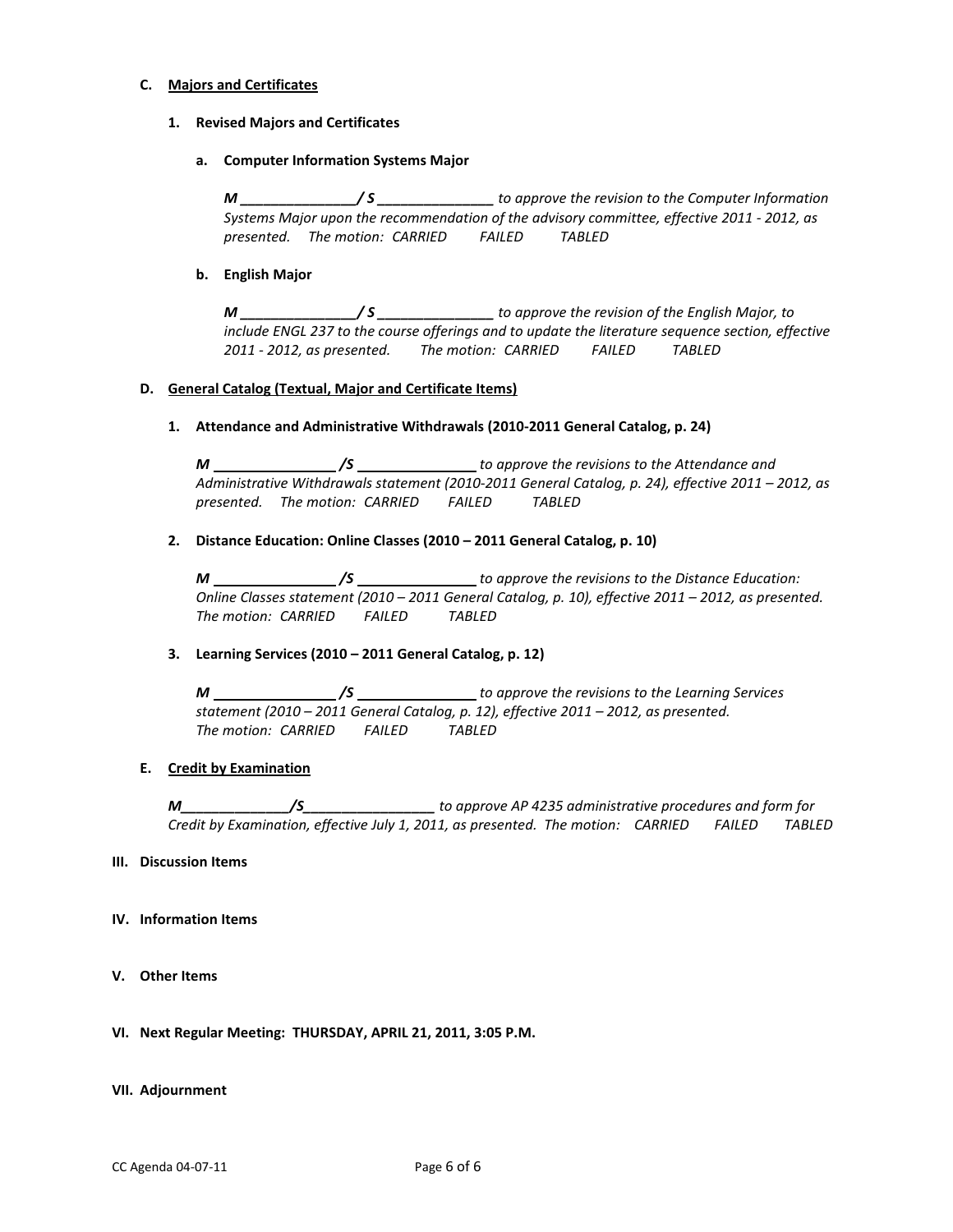**C. Majors and Certificates**

**1. Revised Majors and Certificates**

**a. Computer Information Systems Major**

***M _______________/ S _______________*** *to approve the revision to the Computer Information Systems Major upon the recommendation of the advisory committee, effective 2011 - 2012, as presented. The motion: CARRIED FAILED TABLED*

**b. English Major**

***M _______________/ S _______________*** *to approve the revision of the English Major, to include ENGL 237 to the course offerings and to update the literature sequence section, effective 2011 - 2012, as presented. The motion: CARRIED FAILED TABLED*

**D. General Catalog (Textual, Major and Certificate Items)**

**1. Attendance and Administrative Withdrawals (2010-2011 General Catalog, p. 24)**

***M _______________ /S _______________*** *to approve the revisions to the Attendance and Administrative Withdrawals statement (2010-2011 General Catalog, p. 24), effective 2011 – 2012, as presented. The motion: CARRIED FAILED TABLED*

**2. Distance Education: Online Classes (2010 – 2011 General Catalog, p. 10)**

***M _______________ /S _______________*** *to approve the revisions to the Distance Education: Online Classes statement (2010 – 2011 General Catalog, p. 10), effective 2011 – 2012, as presented. The motion: CARRIED FAILED TABLED*

**3. Learning Services (2010 – 2011 General Catalog, p. 12)**

***M _______________ /S _______________*** *to approve the revisions to the Learning Services statement (2010 – 2011 General Catalog, p. 12), effective 2011 – 2012, as presented. The motion: CARRIED FAILED TABLED*

**E. Credit by Examination**

***M______________/S_________________*** *to approve AP 4235 administrative procedures and form for Credit by Examination, effective July 1, 2011, as presented. The motion: CARRIED FAILED TABLED*

**III. Discussion Items**

**IV. Information Items**

**V. Other Items**

**VI. Next Regular Meeting: THURSDAY, APRIL 21, 2011, 3:05 P.M.**

**VII. Adjournment**